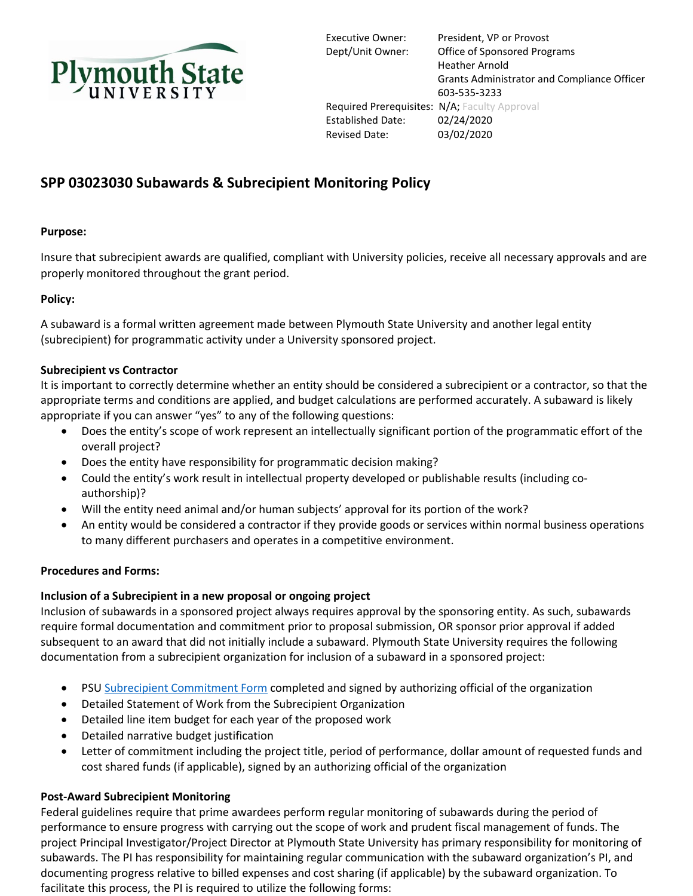Executive Owner: President, VP or Provost
Dept/Unit Owner: Office of Sponsored Programs
Heather Arnold
Grants Administrator and Compliance Officer
603-535-3233
Required Prerequisites: N/A; Faculty Approval
Established Date: 02/24/2020
Revised Date: 03/02/2020

# SPP 03023030 Subawards & Subrecipient Monitoring Policy

**Purpose:**

Insure that subrecipient awards are qualified, compliant with University policies, receive all necessary approvals and are properly monitored throughout the grant period.

**Policy:**

A subaward is a formal written agreement made between Plymouth State University and another legal entity (subrecipient) for programmatic activity under a University sponsored project.

**Subrecipient vs Contractor**

It is important to correctly determine whether an entity should be considered a subrecipient or a contractor, so that the appropriate terms and conditions are applied, and budget calculations are performed accurately. A subaward is likely appropriate if you can answer "yes" to any of the following questions:

- Does the entity's scope of work represent an intellectually significant portion of the programmatic effort of the overall project?
- Does the entity have responsibility for programmatic decision making?
- Could the entity's work result in intellectual property developed or publishable results (including co-authorship)?
- Will the entity need animal and/or human subjects' approval for its portion of the work?
- An entity would be considered a contractor if they provide goods or services within normal business operations to many different purchasers and operates in a competitive environment.

**Procedures and Forms:**

**Inclusion of a Subrecipient in a new proposal or ongoing project**

Inclusion of subawards in a sponsored project always requires approval by the sponsoring entity. As such, subawards require formal documentation and commitment prior to proposal submission, OR sponsor prior approval if added subsequent to an award that did not initially include a subaward. Plymouth State University requires the following documentation from a subrecipient organization for inclusion of a subaward in a sponsored project:

- PSU Subrecipient Commitment Form completed and signed by authorizing official of the organization
- Detailed Statement of Work from the Subrecipient Organization
- Detailed line item budget for each year of the proposed work
- Detailed narrative budget justification
- Letter of commitment including the project title, period of performance, dollar amount of requested funds and cost shared funds (if applicable), signed by an authorizing official of the organization

**Post-Award Subrecipient Monitoring**

Federal guidelines require that prime awardees perform regular monitoring of subawards during the period of performance to ensure progress with carrying out the scope of work and prudent fiscal management of funds. The project Principal Investigator/Project Director at Plymouth State University has primary responsibility for monitoring of subawards. The PI has responsibility for maintaining regular communication with the subaward organization's PI, and documenting progress relative to billed expenses and cost sharing (if applicable) by the subaward organization. To facilitate this process, the PI is required to utilize the following forms: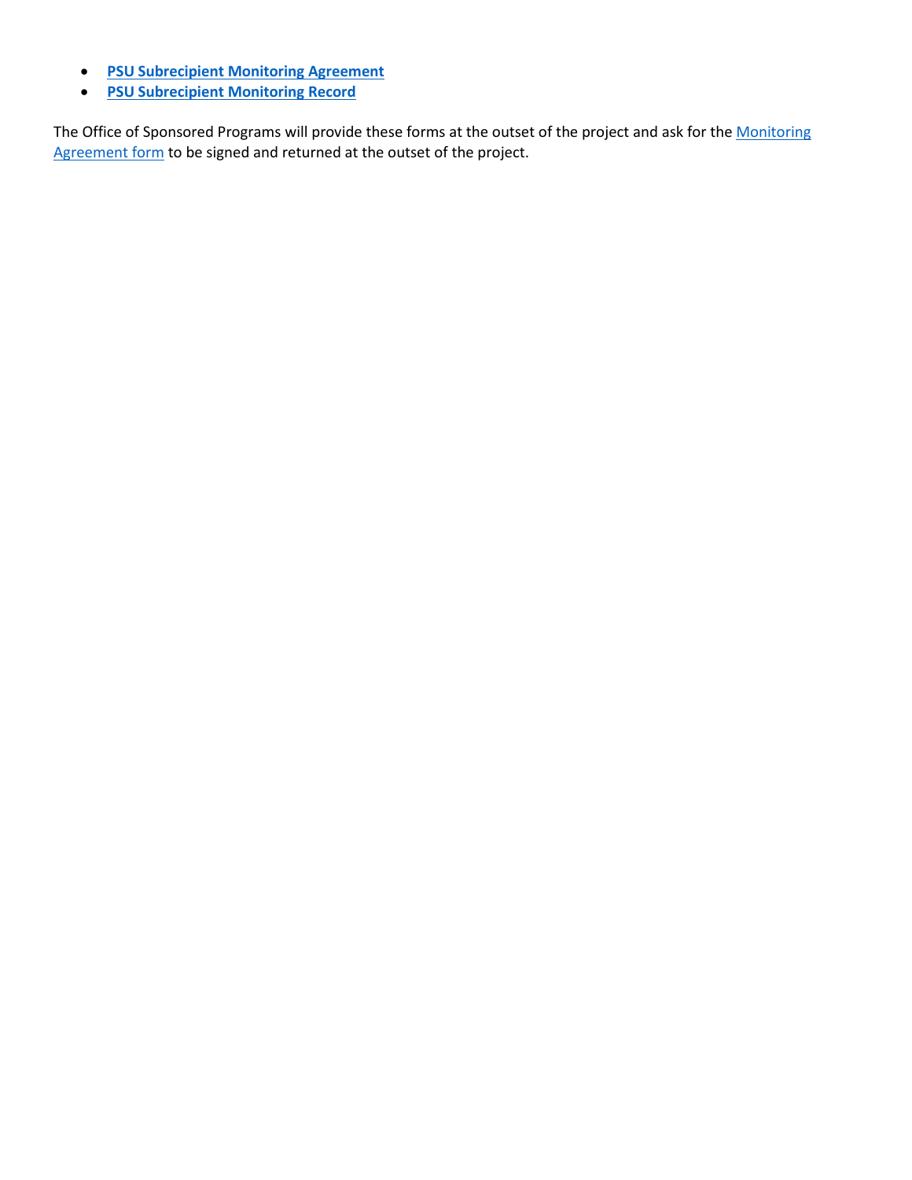- **PSU Subrecipient Monitoring Agreement**
- **PSU Subrecipient Monitoring Record**

The Office of Sponsored Programs will provide these forms at the outset of the project and ask for the Monitoring Agreement form to be signed and returned at the outset of the project.